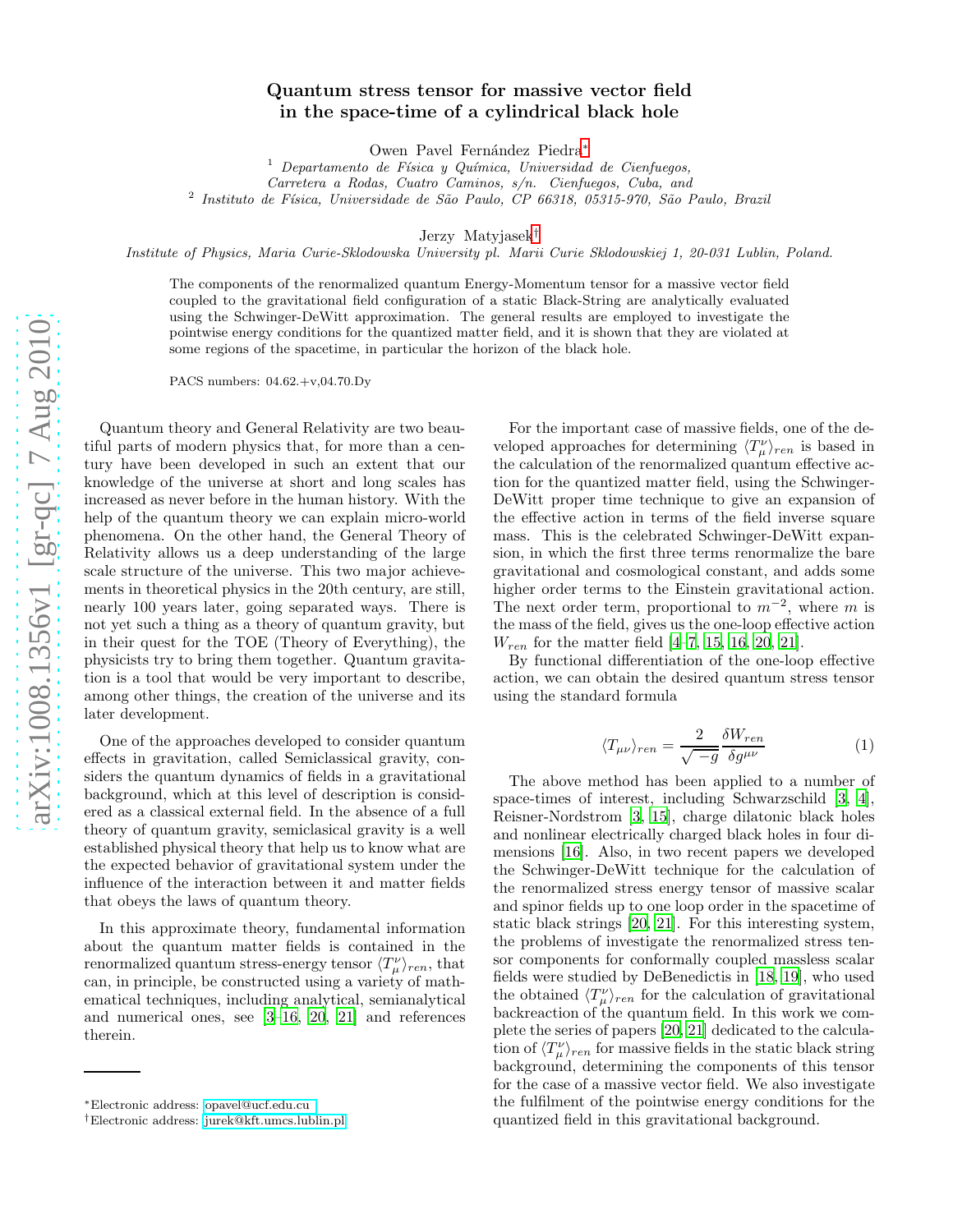# Quantum stress tensor for massive vector field in the space-time of a cylindrical black hole

Owen Pavel Fernández Piedra[*]

[1] *Departamento de Física y Química, Universidad de Cienfuegos, Carretera a Rodas, Cuatro Caminos, s/n. Cienfuegos, Cuba, and*

[2] *Instituto de Física, Universidade de São Paulo, CP 66318, 05315-970, São Paulo, Brazil*

Jerzy Matyjasek[†]

*Institute of Physics, Maria Curie-Sklodowska University pl. Marii Curie Sklodowskiej 1, 20-031 Lublin, Poland.*

The components of the renormalized quantum Energy-Momentum tensor for a massive vector field coupled to the gravitational field configuration of a static Black-String are analytically evaluated using the Schwinger-DeWitt approximation. The general results are employed to investigate the pointwise energy conditions for the quantized matter field, and it is shown that they are violated at some regions of the spacetime, in particular the horizon of the black hole.

PACS numbers: 04.62.+v,04.70.Dy

Quantum theory and General Relativity are two beautiful parts of modern physics that, for more than a century have been developed in such an extent that our knowledge of the universe at short and long scales has increased as never before in the human history. With the help of the quantum theory we can explain micro-world phenomena. On the other hand, the General Theory of Relativity allows us a deep understanding of the large scale structure of the universe. This two major achievements in theoretical physics in the 20th century, are still, nearly 100 years later, going separated ways. There is not yet such a thing as a theory of quantum gravity, but in their quest for the TOE (Theory of Everything), the physicists try to bring them together. Quantum gravitation is a tool that would be very important to describe, among other things, the creation of the universe and its later development.

One of the approaches developed to consider quantum effects in gravitation, called Semiclassical gravity, considers the quantum dynamics of fields in a gravitational background, which at this level of description is considered as a classical external field. In the absence of a full theory of quantum gravity, semiclasical gravity is a well established physical theory that help us to know what are the expected behavior of gravitational system under the influence of the interaction between it and matter fields that obeys the laws of quantum theory.

In this approximate theory, fundamental information about the quantum matter fields is contained in the renormalized quantum stress-energy tensor $\langle T_{\mu}^{\nu}\rangle_{ren}$, that can, in principle, be constructed using a variety of mathematical techniques, including analytical, semianalytical and numerical ones, see [3–16, 20, 21] and references therein.

For the important case of massive fields, one of the developed approaches for determining $\langle T_{\mu}^{\nu}\rangle_{ren}$ is based in the calculation of the renormalized quantum effective action for the quantized matter field, using the Schwinger-DeWitt proper time technique to give an expansion of the effective action in terms of the field inverse square mass. This is the celebrated Schwinger-DeWitt expansion, in which the first three terms renormalize the bare gravitational and cosmological constant, and adds some higher order terms to the Einstein gravitational action. The next order term, proportional to $m^{-2}$, where $m$ is the mass of the field, gives us the one-loop effective action $W_{ren}$ for the matter field [4–7, 15, 16, 20, 21].

By functional differentiation of the one-loop effective action, we can obtain the desired quantum stress tensor using the standard formula

$$\langle T_{\mu\nu}\rangle_{ren} = \frac{2}{\sqrt{-g}}\frac{\delta W_{ren}}{\delta g^{\mu\nu}} \tag{1}$$

The above method has been applied to a number of space-times of interest, including Schwarzschild [3, 4], Reisner-Nordstrom [3, 15], charge dilatonic black holes and nonlinear electrically charged black holes in four dimensions [16]. Also, in two recent papers we developed the Schwinger-DeWitt technique for the calculation of the renormalized stress energy tensor of massive scalar and spinor fields up to one loop order in the spacetime of static black strings [20, 21]. For this interesting system, the problems of investigate the renormalized stress tensor components for conformally coupled massless scalar fields were studied by DeBenedictis in [18, 19], who used the obtained $\langle T_{\mu}^{\nu}\rangle_{ren}$ for the calculation of gravitational backreaction of the quantum field. In this work we complete the series of papers [20, 21] dedicated to the calculation of $\langle T_{\mu}^{\nu}\rangle_{ren}$ for massive fields in the static black string background, determining the components of this tensor for the case of a massive vector field. We also investigate the fulfilment of the pointwise energy conditions for the quantized field in this gravitational background.

[*]Electronic address: opavel@ucf.edu.cu

[†]Electronic address: jurek@kft.umcs.lublin.pl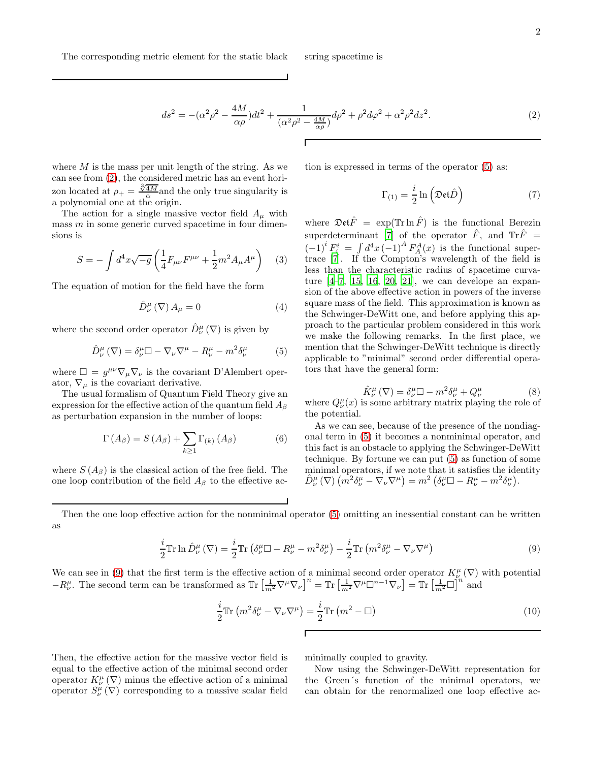The corresponding metric element for the static black string spacetime is

$$ds^2 = -(\alpha^2\rho^2 - \frac{4M}{\alpha\rho})dt^2 + \frac{1}{(\alpha^2\rho^2 - \frac{4M}{\alpha\rho})}d\rho^2 + \rho^2 d\varphi^2 + \alpha^2\rho^2 dz^2. \tag{2}$$

where $M$ is the mass per unit length of the string. As we can see from (2), the considered metric has an event horizon located at $\rho_+ = \frac{\sqrt[3]{4M}}{\alpha}$and the only true singularity is a polynomial one at the origin.

The action for a single massive vector field $A_\mu$ with mass $m$ in some generic curved spacetime in four dimensions is

$$S = -\int d^4x\sqrt{-g}\left(\frac{1}{4}F_{\mu\nu}F^{\mu\nu} + \frac{1}{2}m^2 A_\mu A^\mu\right) \tag{3}$$

The equation of motion for the field have the form

$$\hat{D}^\mu_\nu(\nabla)A_\mu = 0 \tag{4}$$

where the second order operator $\hat{D}^\mu_\nu(\nabla)$ is given by

$$\hat{D}^\mu_\nu(\nabla) = \delta^\mu_\nu\Box - \nabla_\nu\nabla^\mu - R^\mu_\nu - m^2\delta^\mu_\nu \tag{5}$$

where $\Box = g^{\mu\nu}\nabla_\mu\nabla_\nu$ is the covariant D'Alembert operator, $\nabla_\mu$ is the covariant derivative.

The usual formalism of Quantum Field Theory give an expression for the effective action of the quantum field $A_\beta$ as perturbation expansion in the number of loops:

$$\Gamma(A_\beta) = S(A_\beta) + \sum_{k\geq 1}\Gamma_{(k)}(A_\beta) \tag{6}$$

where $S(A_\beta)$ is the classical action of the free field. The one loop contribution of the field $A_\beta$ to the effective action is expressed in terms of the operator (5) as:

$$\Gamma_{(1)} = \frac{i}{2}\ln\left(\mathfrak{Det}\hat{D}\right) \tag{7}$$

where $\mathfrak{Det}\hat{F} = \exp(\mathbb{T}\mathrm{r}\ln\hat{F})$ is the functional Berezin superdeterminant [7] of the operator $\hat{F}$, and $\mathbb{T}\mathrm{r}\hat{F} = (-1)^i F^i_i = \int d^4x\,(-1)^A F^A_A(x)$ is the functional supertrace [7]. If the Compton's wavelength of the field is less than the characteristic radius of spacetime curvature [4–7, 15, 16, 20, 21], we can develope an expansion of the above effective action in powers of the inverse square mass of the field. This approximation is known as the Schwinger-DeWitt one, and before applying this approach to the particular problem considered in this work we make the following remarks. In the first place, we mention that the Schwinger-DeWitt technique is directly applicable to "minimal" second order differential operators that have the general form:

$$\hat{K}^\mu_\nu(\nabla) = \delta^\mu_\nu\Box - m^2\delta^\mu_\nu + Q^\mu_\nu \tag{8}$$

where $Q^\mu_\nu(x)$ is some arbitrary matrix playing the role of the potential.

As we can see, because of the presence of the nondiagonal term in (5) it becomes a nonminimal operator, and this fact is an obstacle to applying the Schwinger-DeWitt technique. By fortune we can put (5) as function of some minimal operators, if we note that it satisfies the identity $\hat{D}^\mu_\nu(\nabla)\left(m^2\delta^\mu_\nu - \nabla_\nu\nabla^\mu\right) = m^2\left(\delta^\mu_\nu\Box - R^\mu_\nu - m^2\delta^\mu_\nu\right)$.

Then the one loop effective action for the nonminimal operator (5) omitting an inessential constant can be written as

$$\frac{i}{2}\mathbb{T}\mathrm{r}\ln\hat{D}^\mu_\nu(\nabla) = \frac{i}{2}\mathbb{T}\mathrm{r}\left(\delta^\mu_\nu\Box - R^\mu_\nu - m^2\delta^\mu_\nu\right) - \frac{i}{2}\mathbb{T}\mathrm{r}\left(m^2\delta^\mu_\nu - \nabla_\nu\nabla^\mu\right) \tag{9}$$

We can see in (9) that the first term is the effective action of a minimal second order operator $K^\mu_\nu(\nabla)$ with potential $-R^\mu_\nu$. The second term can be transformed as $\mathbb{T}\mathrm{r}\left[\frac{1}{m^2}\nabla^\mu\nabla_\nu\right]^n = \mathbb{T}\mathrm{r}\left[\frac{1}{m^2}\nabla^\mu\Box^{n-1}\nabla_\nu\right] = \mathbb{T}\mathrm{r}\left[\frac{1}{m^2}\Box\right]^n$ and

$$\frac{i}{2}\mathbb{T}\mathrm{r}\left(m^2\delta^\mu_\nu - \nabla_\nu\nabla^\mu\right) = \frac{i}{2}\mathbb{T}\mathrm{r}\left(m^2 - \Box\right) \tag{10}$$

Then, the effective action for the massive vector field is equal to the effective action of the minimal second order operator $K^\mu_\nu(\nabla)$ minus the effective action of a minimal operator $S^\mu_\nu(\nabla)$ corresponding to a massive scalar field minimally coupled to gravity.

Now using the Schwinger-DeWitt representation for the Green´s function of the minimal operators, we can obtain for the renormalized one loop effective ac-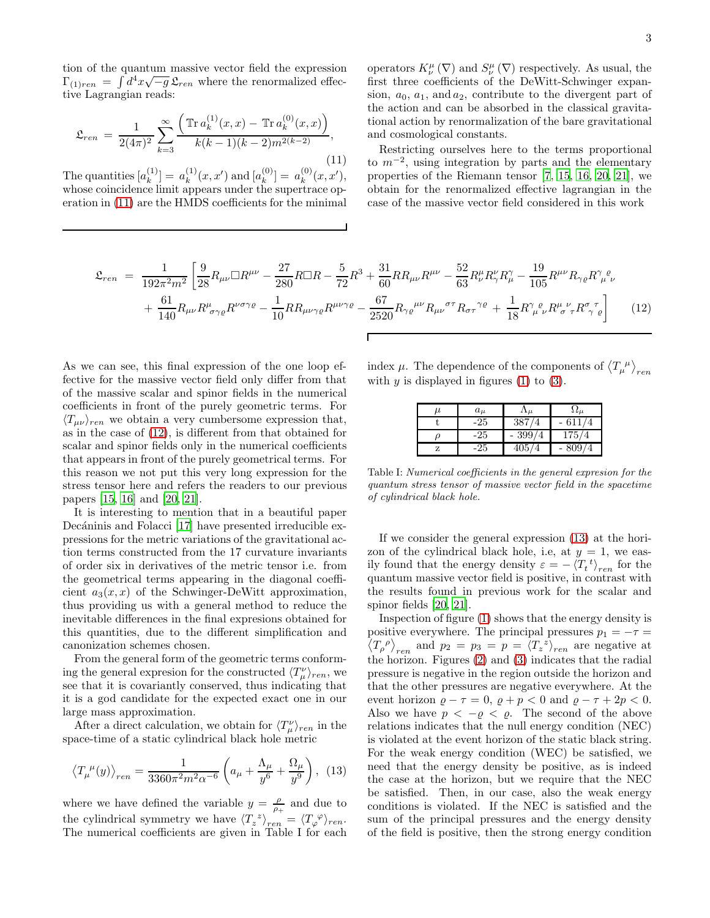tion of the quantum massive vector field the expression $\Gamma_{(1)ren} = \int d^4x\sqrt{-g}\,\mathfrak{L}_{ren}$ where the renormalized effective Lagrangian reads:

$$\mathfrak{L}_{ren} = \frac{1}{2(4\pi)^2}\sum_{k=3}^{\infty}\frac{\left(\mathbb{T}\mathrm{r}\, a_k^{(1)}(x,x) - \mathbb{T}\mathrm{r}\, a_k^{(0)}(x,x)\right)}{k(k-1)(k-2)m^{2(k-2)}}, \tag{11}$$

The quantities $[a_k^{(1)}] = a_k^{(1)}(x,x')$ and $[a_k^{(0)}] = a_k^{(0)}(x,x')$, whose coincidence limit appears under the supertrace operation in (11) are the HMDS coefficients for the minimal operators $K^\mu_\nu(\nabla)$ and $S^\mu_\nu(\nabla)$ respectively. As usual, the first three coefficients of the DeWitt-Schwinger expansion, $a_0$, $a_1$, and $a_2$, contribute to the divergent part of the action and can be absorbed in the classical gravitational action by renormalization of the bare gravitational and cosmological constants.

Restricting ourselves here to the terms proportional to $m^{-2}$, using integration by parts and the elementary properties of the Riemann tensor [7, 15, 16, 20, 21], we obtain for the renormalized effective lagrangian in the case of the massive vector field considered in this work

$$\begin{aligned}\mathfrak{L}_{ren} = \frac{1}{192\pi^2 m^2}\Bigg[&\frac{9}{28}R_{\mu\nu}\Box R^{\mu\nu} - \frac{27}{280}R\Box R - \frac{5}{72}R^3 + \frac{31}{60}RR_{\mu\nu}R^{\mu\nu} - \frac{52}{63}R^\mu_\nu R^\nu_\gamma R^\gamma_\mu - \frac{19}{105}R^{\mu\nu}R_{\gamma\varrho}R^{\gamma\ \ \varrho}_{\ \mu\ \ \nu} \\ &+ \frac{61}{140}R_{\mu\nu}R^\mu_{\ \sigma\gamma\varrho}R^{\nu\sigma\gamma\varrho} - \frac{1}{10}RR_{\mu\nu\gamma\varrho}R^{\mu\nu\gamma\varrho} - \frac{67}{2520}R_{\gamma\varrho}{}^{\mu\nu}R_{\mu\nu}{}^{\sigma\tau}R_{\sigma\tau}{}^{\gamma\varrho} + \frac{1}{18}R^{\gamma\ \ \varrho}_{\ \mu\ \ \nu}R^{\mu\ \ \nu}_{\ \sigma\ \ \tau}R^{\sigma\ \ \tau}_{\ \gamma\ \ \varrho}\Bigg]\end{aligned} \tag{12}$$

As we can see, this final expression of the one loop effective for the massive vector field only differ from that of the massive scalar and spinor fields in the numerical coefficients in front of the purely geometric terms. For $\langle T_{\mu\nu}\rangle_{ren}$ we obtain a very cumbersome expression that, as in the case of (12), is different from that obtained for scalar and spinor fields only in the numerical coefficients that appears in front of the purely geometrical terms. For this reason we not put this very long expression for the stress tensor here and refers the readers to our previous papers [15, 16] and [20, 21].

It is interesting to mention that in a beautiful paper Decáninis and Folacci [17] have presented irreducible expressions for the metric variations of the gravitational action terms constructed from the 17 curvature invariants of order six in derivatives of the metric tensor i.e. from the geometrical terms appearing in the diagonal coefficient $a_3(x,x)$ of the Schwinger-DeWitt approximation, thus providing us with a general method to reduce the inevitable differences in the final expresions obtained for this quantities, due to the different simplification and canonization schemes chosen.

From the general form of the geometric terms conforming the general expresion for the constructed $\langle T^\nu_\mu\rangle_{ren}$, we see that it is covariantly conserved, thus indicating that it is a god candidate for the expected exact one in our large mass approximation.

After a direct calculation, we obtain for $\langle T^\nu_\mu\rangle_{ren}$ in the space-time of a static cylindrical black hole metric

$$\left\langle T_\mu{}^\mu(y)\right\rangle_{ren} = \frac{1}{3360\pi^2 m^2\alpha^{-6}}\left(a_\mu + \frac{\Lambda_\mu}{y^6} + \frac{\Omega_\mu}{y^9}\right), \tag{13}$$

where we have defined the variable $y = \frac{\rho}{\rho_+}$ and due to the cylindrical symmetry we have $\langle T_z{}^z\rangle_{ren} = \langle T_\varphi{}^\varphi\rangle_{ren}$. The numerical coefficients are given in Table I for each index $\mu$. The dependence of the components of $\langle T_\mu{}^\mu\rangle_{ren}$ with $y$ is displayed in figures (1) to (3).

| $\mu$ | $a_\mu$ | $\Lambda_\mu$ | $\Omega_\mu$ |
|---|---|---|---|
| t | -25 | 387/4 | - 611/4 |
| $\rho$ | -25 | - 399/4 | 175/4 |
| z | -25 | 405/4 | - 809/4 |

Table I: *Numerical coefficients in the general expresion for the quantum stress tensor of massive vector field in the spacetime of cylindrical black hole.*

If we consider the general expression (13) at the horizon of the cylindrical black hole, i.e, at $y = 1$, we easily found that the energy density $\varepsilon = -\langle T_t{}^t\rangle_{ren}$ for the quantum massive vector field is positive, in contrast with the results found in previous work for the scalar and spinor fields [20, 21].

Inspection of figure (1) shows that the energy density is positive everywhere. The principal pressures $p_1 = -\tau = \langle T_\rho{}^\rho\rangle_{ren}$ and $p_2 = p_3 = p = \langle T_z{}^z\rangle_{ren}$ are negative at the horizon. Figures (2) and (3) indicates that the radial pressure is negative in the region outside the horizon and that the other pressures are negative everywhere. At the event horizon $\varrho - \tau = 0$, $\varrho + p < 0$ and $\varrho - \tau + 2p < 0$. Also we have $p < -\varrho < \varrho$. The second of the above relations indicates that the null energy condition (NEC) is violated at the event horizon of the static black string. For the weak energy condition (WEC) be satisfied, we need that the energy density be positive, as is indeed the case at the horizon, but we require that the NEC be satisfied. Then, in our case, also the weak energy conditions is violated. If the NEC is satisfied and the sum of the principal pressures and the energy density of the field is positive, then the strong energy condition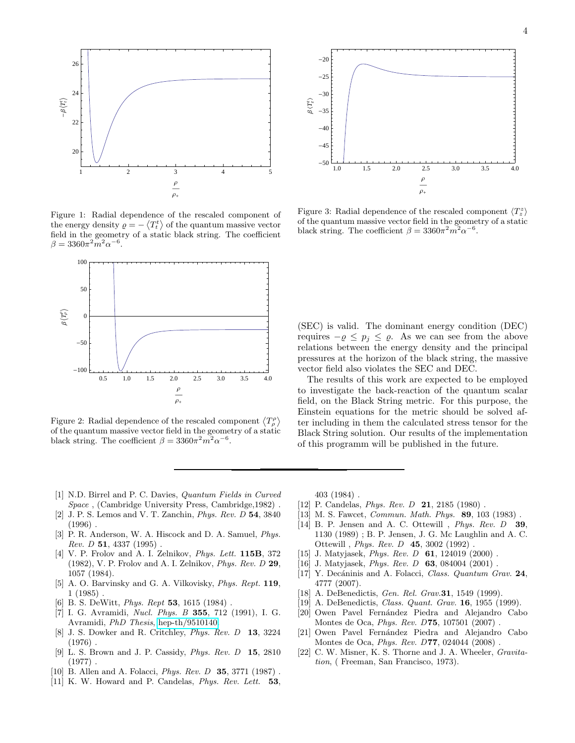26

24

22

20

1 2 3 4 5

$-\beta\langle T_t^t\rangle$

$\frac{\rho}{\rho_+}$

Figure 1: Radial dependence of the rescaled component of the energy density $\varrho = -\langle T_t^t \rangle$ of the quantum massive vector field in the geometry of a static black string. The coefficient $\beta = 3360\pi^2 m^2 \alpha^{-6}$.

100

50

0

−50

−100

0.5 1.0 1.5 2.0 2.5 3.0 3.5 4.0

$\beta\langle T_\rho^\rho\rangle$

$\frac{\rho}{\rho_+}$

Figure 2: Radial dependence of the rescaled component $\langle T_\rho^\rho \rangle$ of the quantum massive vector field in the geometry of a static black string. The coefficient $\beta = 3360\pi^2 m^2 \alpha^{-6}$.

−20

−25

−30

−35

−40

−45

−50

1.0 1.5 2.0 2.5 3.0 3.5 4.0

$\beta\langle T_z^z\rangle$

$\frac{\rho}{\rho_+}$

Figure 3: Radial dependence of the rescaled component $\langle T_z^z \rangle$ of the quantum massive vector field in the geometry of a static black string. The coefficient $\beta = 3360\pi^2 m^2 \alpha^{-6}$.

(SEC) is valid. The dominant energy condition (DEC) requires $-\varrho \leq p_j \leq \varrho$. As we can see from the above relations between the energy density and the principal pressures at the horizon of the black string, the massive vector field also violates the SEC and DEC.

The results of this work are expected to be employed to investigate the back-reaction of the quantum scalar field, on the Black String metric. For this purpose, the Einstein equations for the metric should be solved after including in them the calculated stress tensor for the Black String solution. Our results of the implementation of this programm will be published in the future.

---

[1] N.D. Birrel and P. C. Davies, *Quantum Fields in Curved Space* , (Cambridge University Press, Cambridge,1982) .

[2] J. P. S. Lemos and V. T. Zanchin, *Phys. Rev. D* **54**, 3840 (1996) .

[3] P. R. Anderson, W. A. Hiscock and D. A. Samuel, *Phys. Rev. D* **51**, 4337 (1995) .

[4] V. P. Frolov and A. I. Zelnikov, *Phys. Lett.* **115B**, 372 (1982), V. P. Frolov and A. I. Zelnikov, *Phys. Rev. D* **29**, 1057 (1984).

[5] A. O. Barvinsky and G. A. Vilkovisky, *Phys. Rept.* **119**, 1 (1985) .

[6] B. S. DeWitt, *Phys. Rept* **53**, 1615 (1984) .

[7] I. G. Avramidi, *Nucl. Phys. B* **355**, 712 (1991), I. G. Avramidi, *PhD Thesis*, hep-th/9510140.

[8] J. S. Dowker and R. Critchley, *Phys. Rev. D* **13**, 3224 (1976) .

[9] L. S. Brown and J. P. Cassidy, *Phys. Rev. D* **15**, 2810 (1977) .

[10] B. Allen and A. Folacci, *Phys. Rev. D* **35**, 3771 (1987) .

[11] K. W. Howard and P. Candelas, *Phys. Rev. Lett.* **53**, 403 (1984) .

[12] P. Candelas, *Phys. Rev. D* **21**, 2185 (1980) .

[13] M. S. Fawcet, *Commun. Math. Phys.* **89**, 103 (1983) .

[14] B. P. Jensen and A. C. Ottewill , *Phys. Rev. D* **39**, 1130 (1989) ; B. P. Jensen, J. G. Mc Laughlin and A. C. Ottewill , *Phys. Rev. D* **45**, 3002 (1992) .

[15] J. Matyjasek, *Phys. Rev. D* **61**, 124019 (2000) .

[16] J. Matyjasek, *Phys. Rev. D* **63**, 084004 (2001) .

[17] Y. Decáninis and A. Folacci, *Class. Quantum Grav.* **24**, 4777 (2007).

[18] A. DeBenedictis, *Gen. Rel. Grav.***31**, 1549 (1999).

[19] A. DeBenedictis, *Class. Quant. Grav.* **16**, 1955 (1999).

[20] Owen Pavel Fernández Piedra and Alejandro Cabo Montes de Oca, *Phys. Rev. D***75**, 107501 (2007) .

[21] Owen Pavel Fernández Piedra and Alejandro Cabo Montes de Oca, *Phys. Rev. D***77**, 024044 (2008) .

[22] C. W. Misner, K. S. Thorne and J. A. Wheeler, *Gravitation*, ( Freeman, San Francisco, 1973).